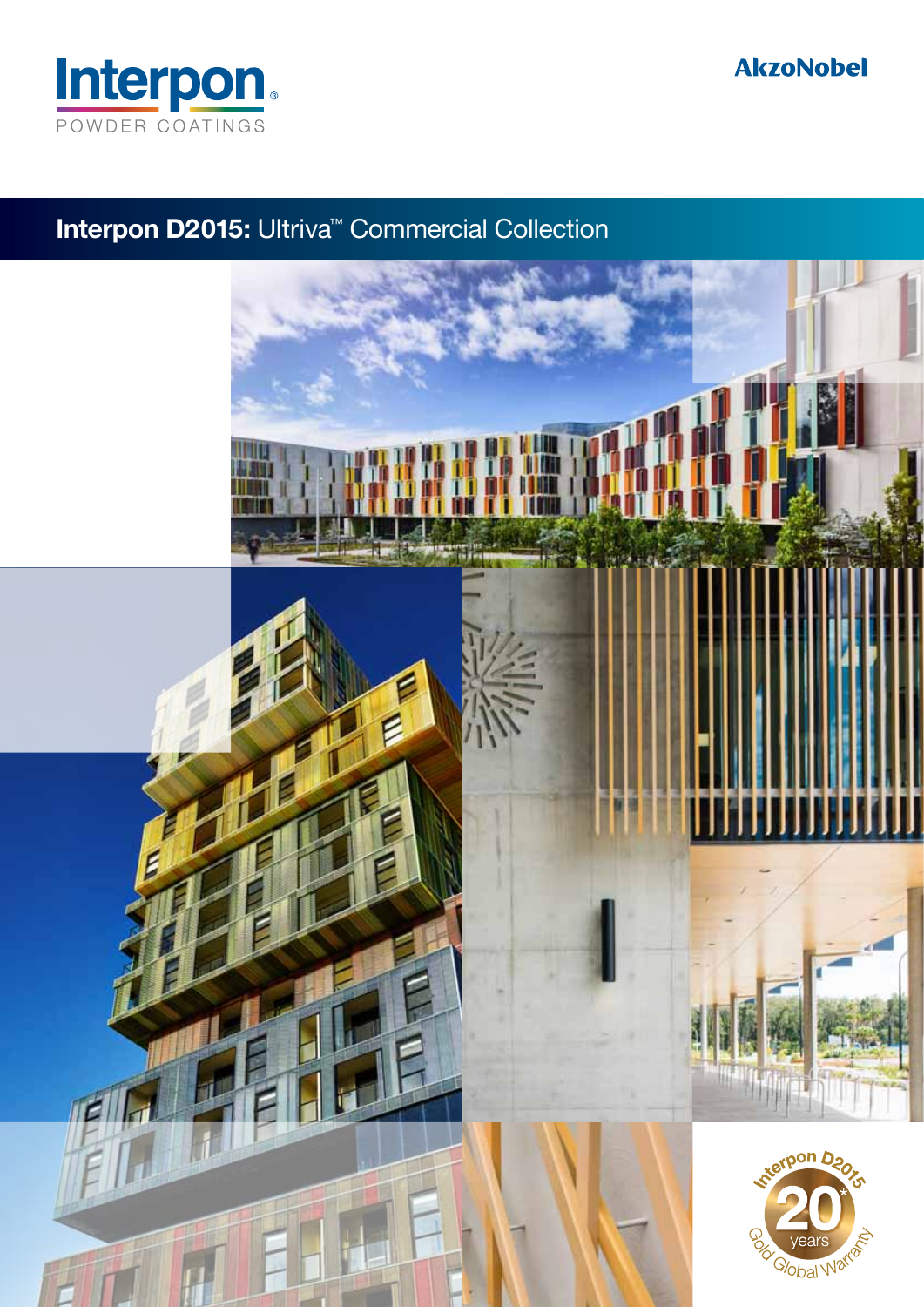Interpon

POWDER COATINGS

AkzoNobel

# Interpon D2015: Ultriva™ Commercial Collection

Interpon D2015

20* years

Gold Global Warranty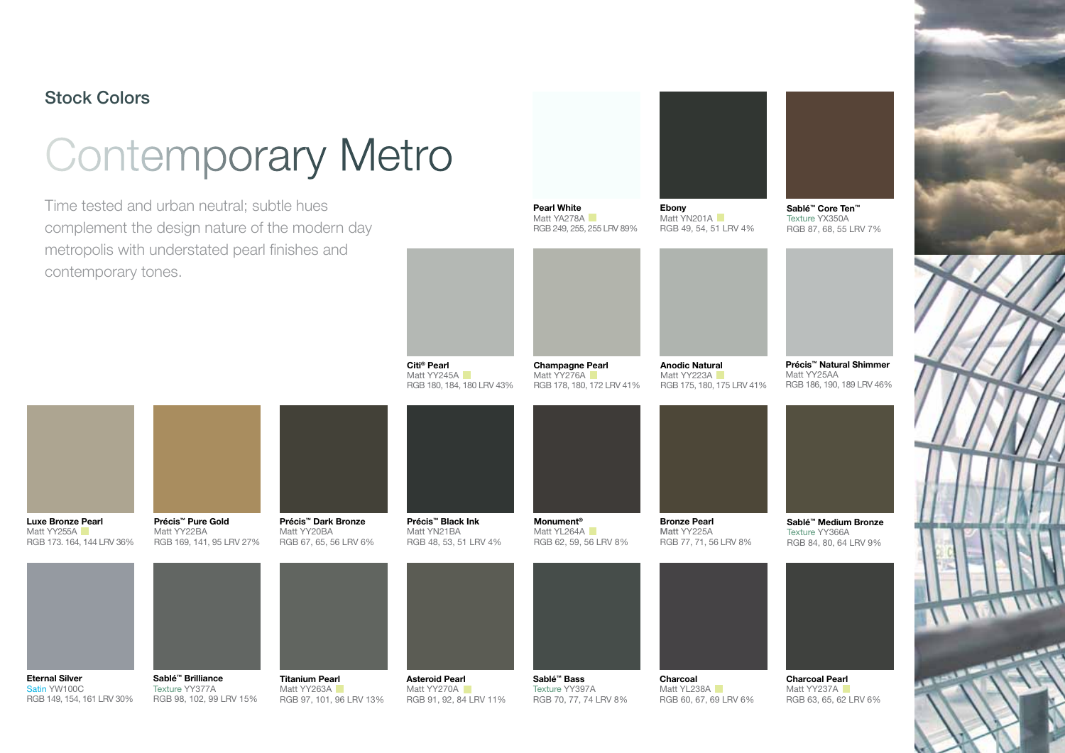## Stock Colors

# Contemporary Metro

Time tested and urban neutral; subtle hues complement the design nature of the modern day metropolis with understated pearl finishes and contemporary tones.

**Pearl White**
Matt YA278A
RGB 249, 255, 255 LRV 89%

**Ebony**
Matt YN201A
RGB 49, 54, 51 LRV 4%

**Sablé™ Core Ten™**
Texture YX350A
RGB 87, 68, 55 LRV 7%

**Citi® Pearl**
Matt YY245A
RGB 180, 184, 180 LRV 43%

**Champagne Pearl**
Matt YY276A
RGB 178, 180, 172 LRV 41%

**Anodic Natural**
Matt YY223A
RGB 175, 180, 175 LRV 41%

**Précis™ Natural Shimmer**
Matt YY25AA
RGB 186, 190, 189 LRV 46%

**Luxe Bronze Pearl**
Matt YY255A
RGB 173. 164, 144 LRV 36%

**Précis™ Pure Gold**
Matt YY22BA
RGB 169, 141, 95 LRV 27%

**Précis™ Dark Bronze**
Matt YY20BA
RGB 67, 65, 56 LRV 6%

**Précis™ Black Ink**
Matt YN21BA
RGB 48, 53, 51 LRV 4%

**Monument®**
Matt YL264A
RGB 62, 59, 56 LRV 8%

**Bronze Pearl**
Matt YY225A
RGB 77, 71, 56 LRV 8%

**Sablé™ Medium Bronze**
Texture YY366A
RGB 84, 80, 64 LRV 9%

**Eternal Silver**
Satin YW100C
RGB 149, 154, 161 LRV 30%

**Sablé™ Brilliance**
Texture YY377A
RGB 98, 102, 99 LRV 15%

**Titanium Pearl**
Matt YY263A
RGB 97, 101, 96 LRV 13%

**Asteroid Pearl**
Matt YY270A
RGB 91, 92, 84 LRV 11%

**Sablé™ Bass**
Texture YY397A
RGB 70, 77, 74 LRV 8%

**Charcoal**
Matt YL238A
RGB 60, 67, 69 LRV 6%

**Charcoal Pearl**
Matt YY237A
RGB 63, 65, 62 LRV 6%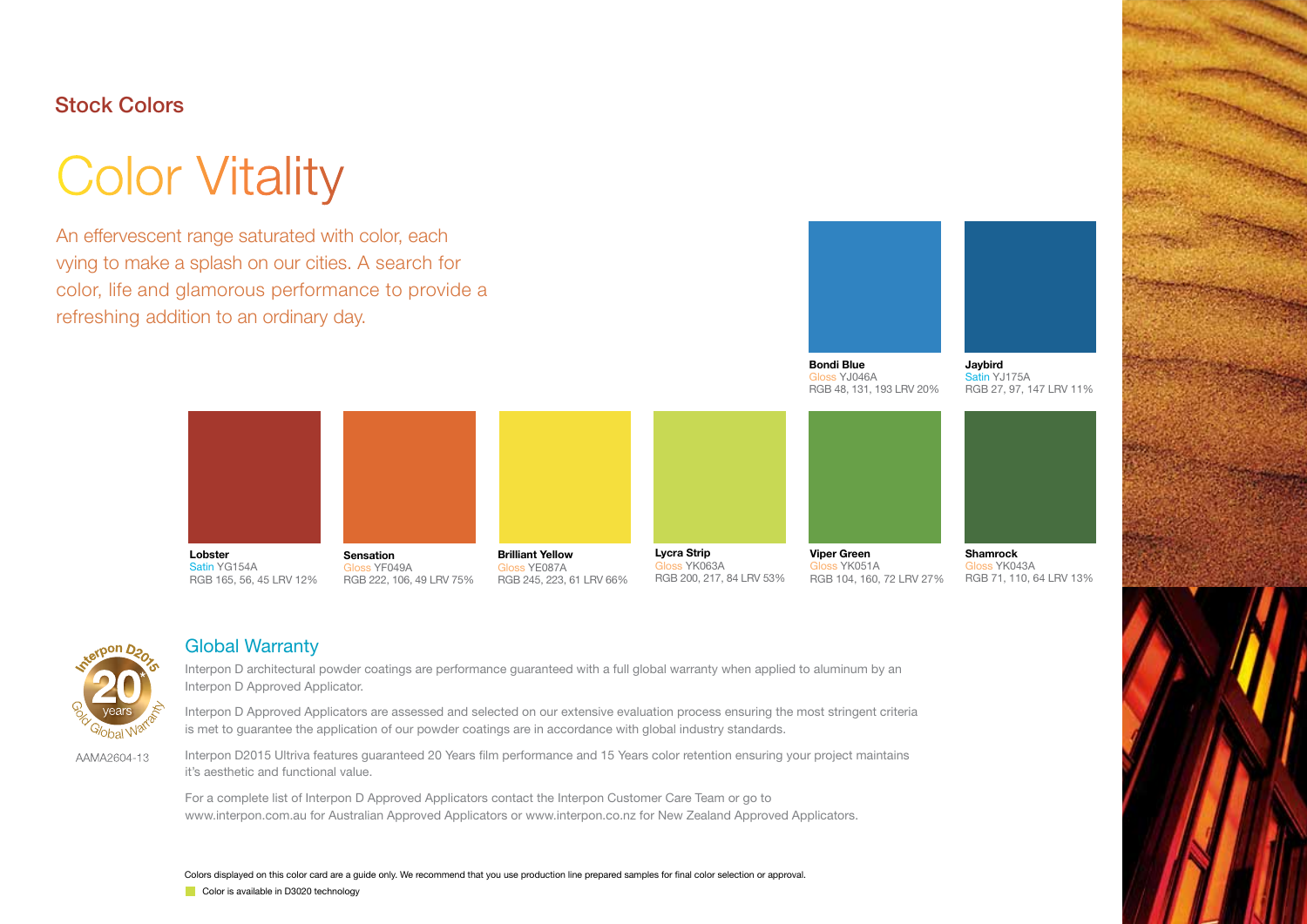## Stock Colors

# Color Vitality

An effervescent range saturated with color, each vying to make a splash on our cities. A search for color, life and glamorous performance to provide a refreshing addition to an ordinary day.

**Bondi Blue**
Gloss YJ046A
RGB 48, 131, 193 LRV 20%

**Jaybird**
Satin YJ175A
RGB 27, 97, 147 LRV 11%

**Lobster**
Satin YG154A
RGB 165, 56, 45 LRV 12%

**Sensation**
Gloss YF049A
RGB 222, 106, 49 LRV 75%

**Brilliant Yellow**
Gloss YE087A
RGB 245, 223, 61 LRV 66%

**Lycra Strip**
Gloss YK063A
RGB 200, 217, 84 LRV 53%

**Viper Green**
Gloss YK051A
RGB 104, 160, 72 LRV 27%

**Shamrock**
Gloss YK043A
RGB 71, 110, 64 LRV 13%

Interpon D2015 20* years Gold Global Warranty

AAMA2604-13

## Global Warranty

Interpon D architectural powder coatings are performance guaranteed with a full global warranty when applied to aluminum by an Interpon D Approved Applicator.

Interpon D Approved Applicators are assessed and selected on our extensive evaluation process ensuring the most stringent criteria is met to guarantee the application of our powder coatings are in accordance with global industry standards.

Interpon D2015 Ultriva features guaranteed 20 Years film performance and 15 Years color retention ensuring your project maintains it's aesthetic and functional value.

For a complete list of Interpon D Approved Applicators contact the Interpon Customer Care Team or go to www.interpon.com.au for Australian Approved Applicators or www.interpon.co.nz for New Zealand Approved Applicators.

Colors displayed on this color card are a guide only. We recommend that you use production line prepared samples for final color selection or approval.

Color is available in D3020 technology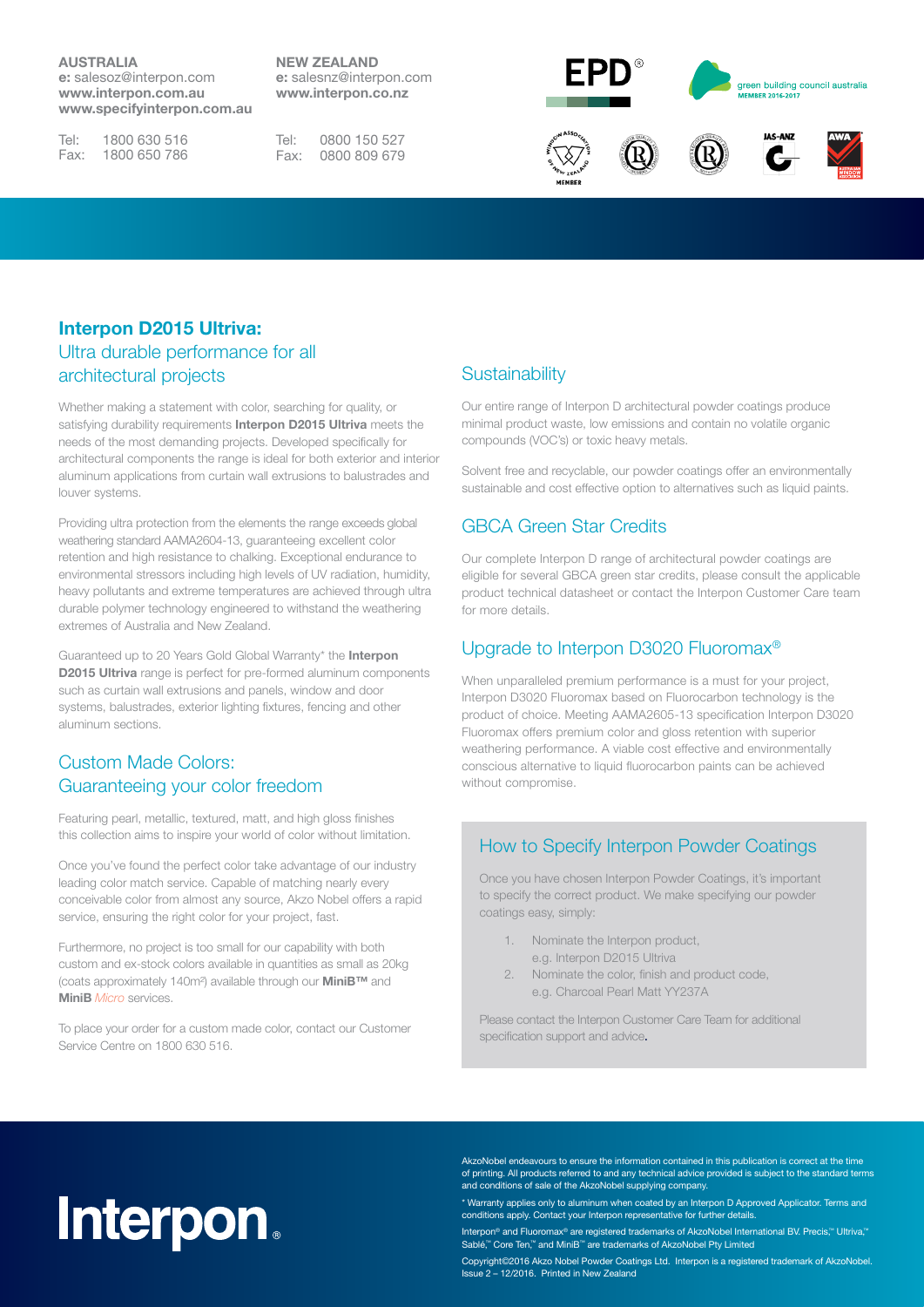**AUSTRALIA**
**e:** salesoz@interpon.com
**www.interpon.com.au**
**www.specifyinterpon.com.au**

Tel: 1800 630 516
Fax: 1800 650 786

**NEW ZEALAND**
**e:** salesnz@interpon.com
**www.interpon.co.nz**

Tel: 0800 150 527
Fax: 0800 809 679

EPD®

green building council australia
MEMBER 2016-2017

## Interpon D2015 Ultriva:

## Ultra durable performance for all architectural projects

Whether making a statement with color, searching for quality, or satisfying durability requirements **Interpon D2015 Ultriva** meets the needs of the most demanding projects. Developed specifically for architectural components the range is ideal for both exterior and interior aluminum applications from curtain wall extrusions to balustrades and louver systems.

Providing ultra protection from the elements the range exceeds global weathering standard AAMA2604-13, guaranteeing excellent color retention and high resistance to chalking. Exceptional endurance to environmental stressors including high levels of UV radiation, humidity, heavy pollutants and extreme temperatures are achieved through ultra durable polymer technology engineered to withstand the weathering extremes of Australia and New Zealand.

Guaranteed up to 20 Years Gold Global Warranty* the **Interpon D2015 Ultriva** range is perfect for pre-formed aluminum components such as curtain wall extrusions and panels, window and door systems, balustrades, exterior lighting fixtures, fencing and other aluminum sections.

## Custom Made Colors: Guaranteeing your color freedom

Featuring pearl, metallic, textured, matt, and high gloss finishes this collection aims to inspire your world of color without limitation.

Once you've found the perfect color take advantage of our industry leading color match service. Capable of matching nearly every conceivable color from almost any source, Akzo Nobel offers a rapid service, ensuring the right color for your project, fast.

Furthermore, no project is too small for our capability with both custom and ex-stock colors available in quantities as small as 20kg (coats approximately 140m²) available through our **MiniB™** and **MiniB** *Micro* services.

To place your order for a custom made color, contact our Customer Service Centre on 1800 630 516.

## Sustainability

Our entire range of Interpon D architectural powder coatings produce minimal product waste, low emissions and contain no volatile organic compounds (VOC's) or toxic heavy metals.

Solvent free and recyclable, our powder coatings offer an environmentally sustainable and cost effective option to alternatives such as liquid paints.

## GBCA Green Star Credits

Our complete Interpon D range of architectural powder coatings are eligible for several GBCA green star credits, please consult the applicable product technical datasheet or contact the Interpon Customer Care team for more details.

## Upgrade to Interpon D3020 Fluoromax®

When unparalleled premium performance is a must for your project, Interpon D3020 Fluoromax based on Fluorocarbon technology is the product of choice. Meeting AAMA2605-13 specification Interpon D3020 Fluoromax offers premium color and gloss retention with superior weathering performance. A viable cost effective and environmentally conscious alternative to liquid fluorocarbon paints can be achieved without compromise.

## How to Specify Interpon Powder Coatings

Once you have chosen Interpon Powder Coatings, it's important to specify the correct product. We make specifying our powder coatings easy, simply:

1. Nominate the Interpon product, e.g. Interpon D2015 Ultriva
2. Nominate the color, finish and product code, e.g. Charcoal Pearl Matt YY237A

Please contact the Interpon Customer Care Team for additional specification support and advice.

**Interpon**

AkzoNobel endeavours to ensure the information contained in this publication is correct at the time of printing. All products referred to and any technical advice provided is subject to the standard terms and conditions of sale of the AkzoNobel supplying company.

\* Warranty applies only to aluminum when coated by an Interpon D Approved Applicator. Terms and conditions apply. Contact your Interpon representative for further details.

Interpon® and Fluoromax® are registered trademarks of AkzoNobel International BV. Precis,™ Ultriva,™ Sablé,™ Core Ten,™ and MiniB™ are trademarks of AkzoNobel Pty Limited

Copyright©2016 Akzo Nobel Powder Coatings Ltd. Interpon is a registered trademark of AkzoNobel. Issue 2 – 12/2016. Printed in New Zealand